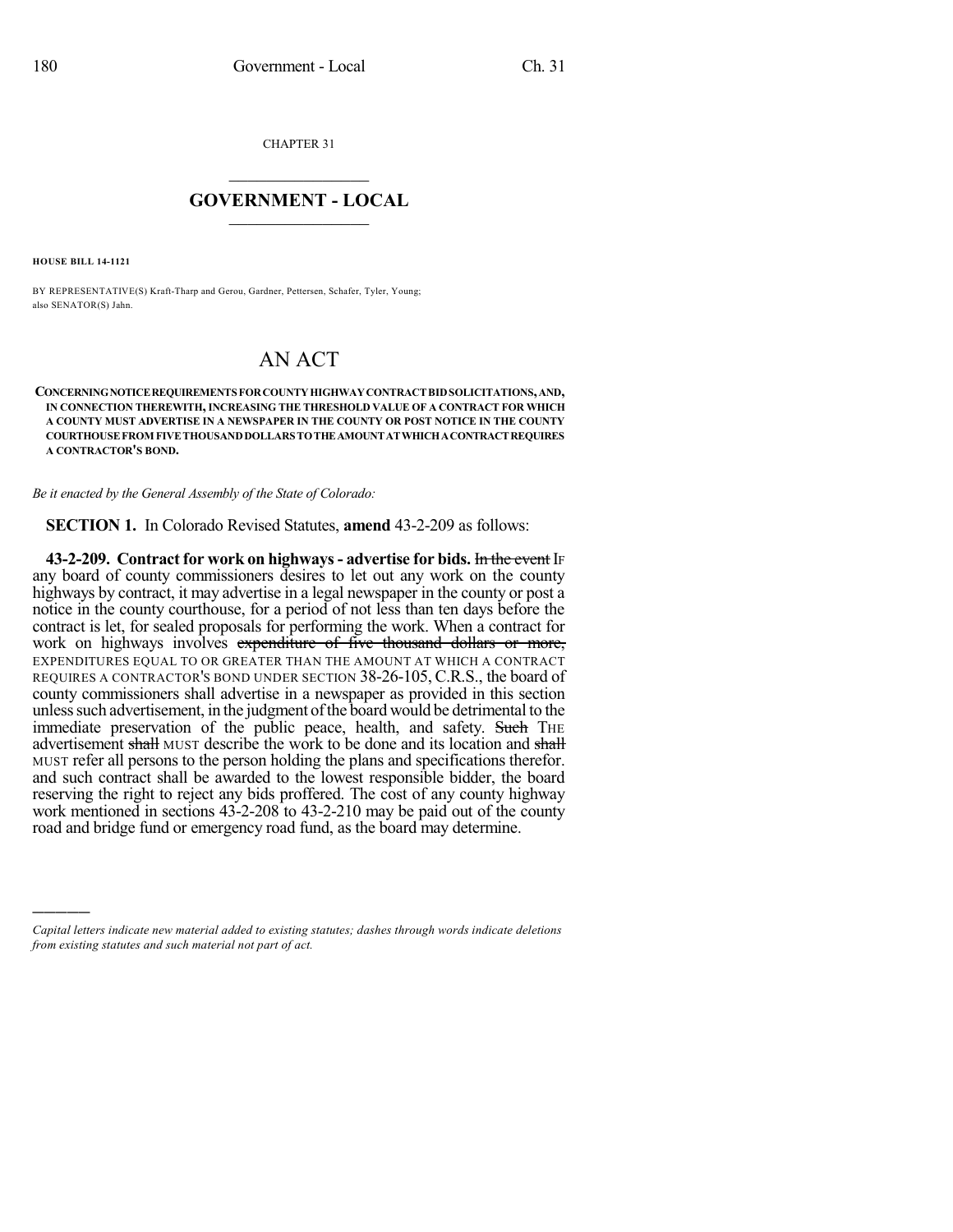CHAPTER 31

# GOVERNMENT - LOCAL

**HOUSE BILL 14-1121**

BY REPRESENTATIVE(S) Kraft-Tharp and Gerou, Gardner, Pettersen, Schafer, Tyler, Young; also SENATOR(S) Jahn.

# AN ACT

**CONCERNING NOTICE REQUIREMENTS FOR COUNTY HIGHWAY CONTRACT BID SOLICITATIONS, AND, IN CONNECTION THEREWITH, INCREASING THE THRESHOLD VALUE OF A CONTRACT FOR WHICH A COUNTY MUST ADVERTISE IN A NEWSPAPER IN THE COUNTY OR POST NOTICE IN THE COUNTY COURTHOUSE FROM FIVE THOUSAND DOLLARS TO THE AMOUNT AT WHICH A CONTRACT REQUIRES A CONTRACTOR'S BOND.**

*Be it enacted by the General Assembly of the State of Colorado:*

**SECTION 1.** In Colorado Revised Statutes, **amend** 43-2-209 as follows:

**43-2-209. Contract for work on highways - advertise for bids.** ~~In the event~~ IF any board of county commissioners desires to let out any work on the county highways by contract, it may advertise in a legal newspaper in the county or post a notice in the county courthouse, for a period of not less than ten days before the contract is let, for sealed proposals for performing the work. When a contract for work on highways involves ~~expenditure of five thousand dollars or more,~~ EXPENDITURES EQUAL TO OR GREATER THAN THE AMOUNT AT WHICH A CONTRACT REQUIRES A CONTRACTOR'S BOND UNDER SECTION 38-26-105, C.R.S., the board of county commissioners shall advertise in a newspaper as provided in this section unless such advertisement, in the judgment of the board would be detrimental to the immediate preservation of the public peace, health, and safety. ~~Such~~ THE advertisement ~~shall~~ MUST describe the work to be done and its location and ~~shall~~ MUST refer all persons to the person holding the plans and specifications therefor. and such contract shall be awarded to the lowest responsible bidder, the board reserving the right to reject any bids proffered. The cost of any county highway work mentioned in sections 43-2-208 to 43-2-210 may be paid out of the county road and bridge fund or emergency road fund, as the board may determine.

---

*Capital letters indicate new material added to existing statutes; dashes through words indicate deletions from existing statutes and such material not part of act.*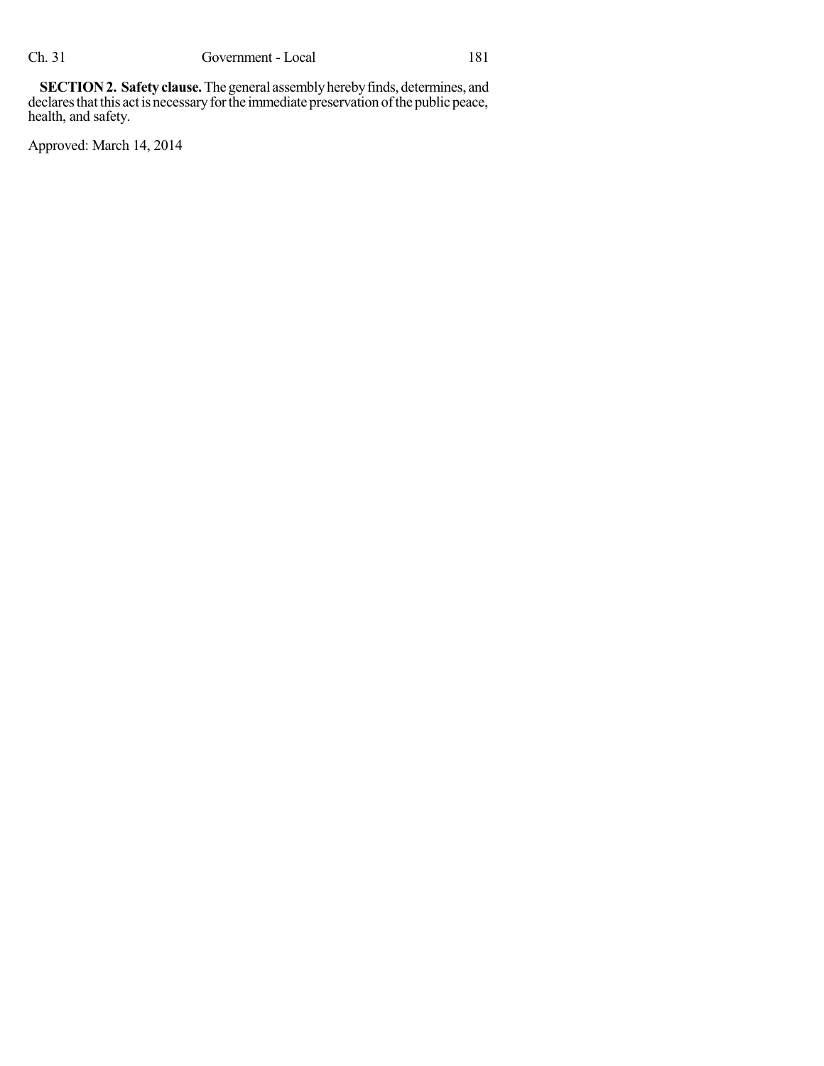**SECTION 2. Safety clause.** The general assembly hereby finds, determines, and declares that this act is necessary for the immediate preservation of the public peace, health, and safety.

Approved: March 14, 2014